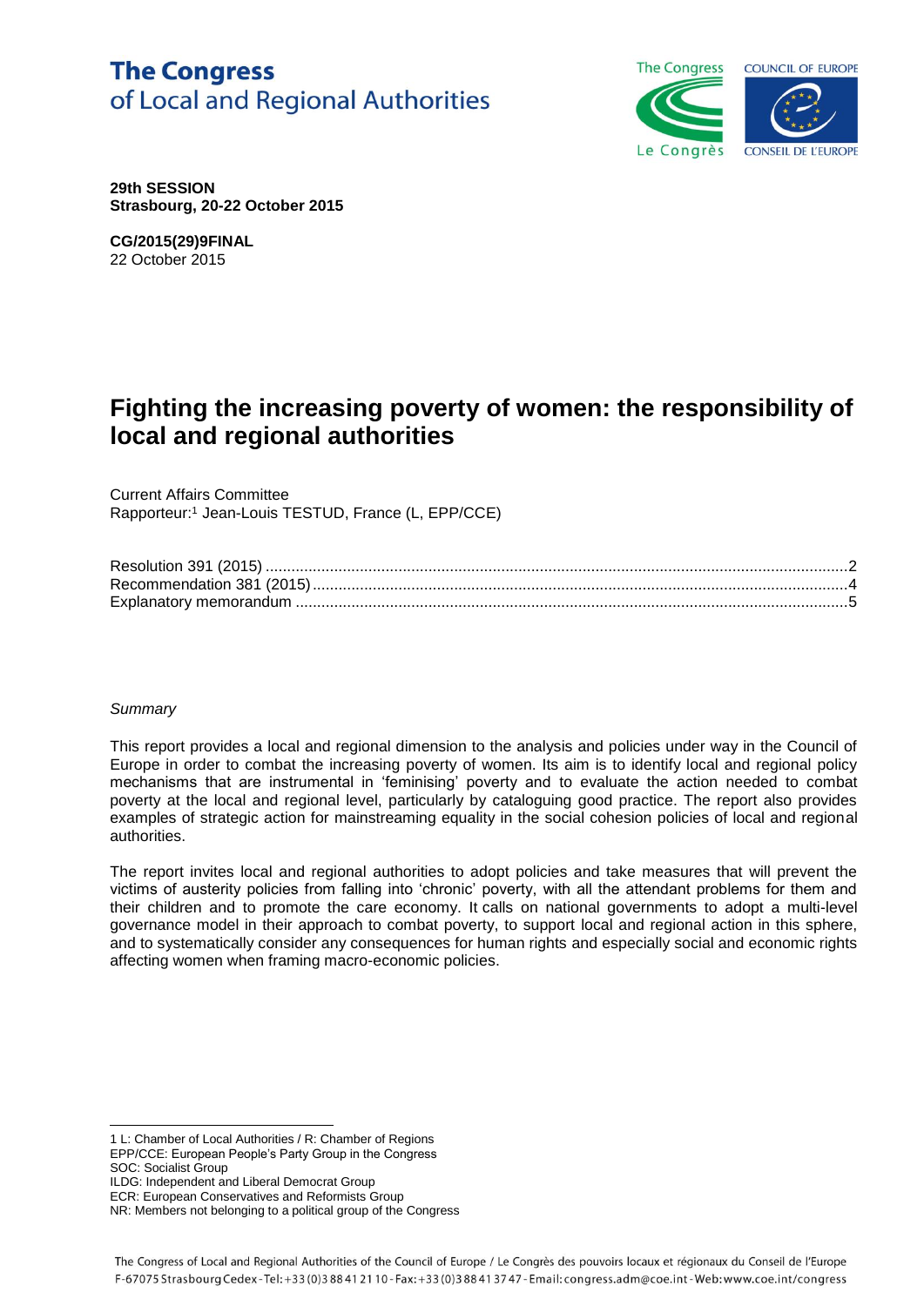**The Congress**
of Local and Regional Authorities

**29th SESSION**
**Strasbourg, 20-22 October 2015**

**CG/2015(29)9FINAL**
22 October 2015

# Fighting the increasing poverty of women: the responsibility of local and regional authorities

Current Affairs Committee
Rapporteur:[1] Jean-Louis TESTUD, France (L, EPP/CCE)

Resolution 391 (2015) ........................................................................................................................2
Recommendation 381 (2015)..............................................................................................................4
Explanatory memorandum .................................................................................................................5

*Summary*

This report provides a local and regional dimension to the analysis and policies under way in the Council of Europe in order to combat the increasing poverty of women. Its aim is to identify local and regional policy mechanisms that are instrumental in 'feminising' poverty and to evaluate the action needed to combat poverty at the local and regional level, particularly by cataloguing good practice. The report also provides examples of strategic action for mainstreaming equality in the social cohesion policies of local and regional authorities.

The report invites local and regional authorities to adopt policies and take measures that will prevent the victims of austerity policies from falling into 'chronic' poverty, with all the attendant problems for them and their children and to promote the care economy. It calls on national governments to adopt a multi-level governance model in their approach to combat poverty, to support local and regional action in this sphere, and to systematically consider any consequences for human rights and especially social and economic rights affecting women when framing macro-economic policies.

1 L: Chamber of Local Authorities / R: Chamber of Regions
EPP/CCE: European People's Party Group in the Congress
SOC: Socialist Group
ILDG: Independent and Liberal Democrat Group
ECR: European Conservatives and Reformists Group
NR: Members not belonging to a political group of the Congress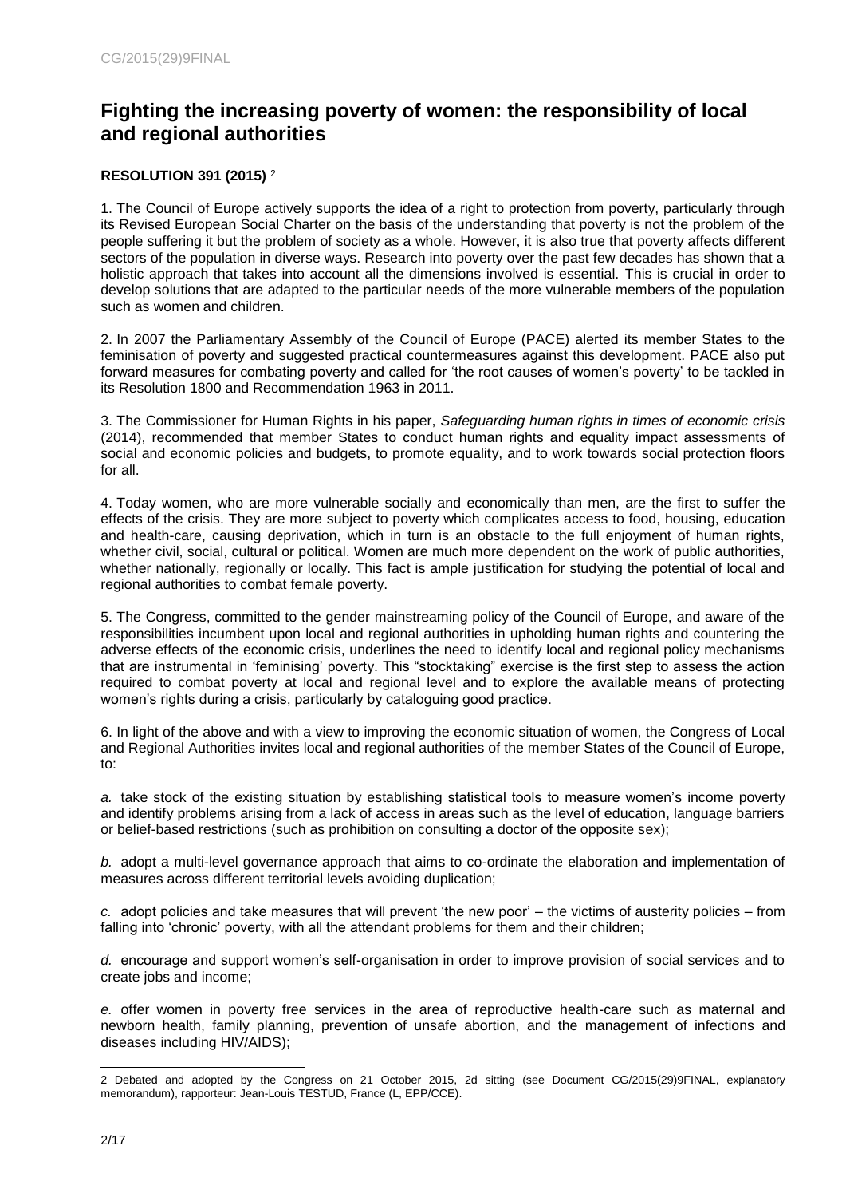# Fighting the increasing poverty of women: the responsibility of local and regional authorities

**RESOLUTION 391 (2015)** [2]

1. The Council of Europe actively supports the idea of a right to protection from poverty, particularly through its Revised European Social Charter on the basis of the understanding that poverty is not the problem of the people suffering it but the problem of society as a whole. However, it is also true that poverty affects different sectors of the population in diverse ways. Research into poverty over the past few decades has shown that a holistic approach that takes into account all the dimensions involved is essential. This is crucial in order to develop solutions that are adapted to the particular needs of the more vulnerable members of the population such as women and children.

2. In 2007 the Parliamentary Assembly of the Council of Europe (PACE) alerted its member States to the feminisation of poverty and suggested practical countermeasures against this development. PACE also put forward measures for combating poverty and called for 'the root causes of women's poverty' to be tackled in its Resolution 1800 and Recommendation 1963 in 2011.

3. The Commissioner for Human Rights in his paper, *Safeguarding human rights in times of economic crisis* (2014), recommended that member States to conduct human rights and equality impact assessments of social and economic policies and budgets, to promote equality, and to work towards social protection floors for all.

4. Today women, who are more vulnerable socially and economically than men, are the first to suffer the effects of the crisis. They are more subject to poverty which complicates access to food, housing, education and health-care, causing deprivation, which in turn is an obstacle to the full enjoyment of human rights, whether civil, social, cultural or political. Women are much more dependent on the work of public authorities, whether nationally, regionally or locally. This fact is ample justification for studying the potential of local and regional authorities to combat female poverty.

5. The Congress, committed to the gender mainstreaming policy of the Council of Europe, and aware of the responsibilities incumbent upon local and regional authorities in upholding human rights and countering the adverse effects of the economic crisis, underlines the need to identify local and regional policy mechanisms that are instrumental in 'feminising' poverty. This "stocktaking" exercise is the first step to assess the action required to combat poverty at local and regional level and to explore the available means of protecting women's rights during a crisis, particularly by cataloguing good practice.

6. In light of the above and with a view to improving the economic situation of women, the Congress of Local and Regional Authorities invites local and regional authorities of the member States of the Council of Europe, to:

*a.* take stock of the existing situation by establishing statistical tools to measure women's income poverty and identify problems arising from a lack of access in areas such as the level of education, language barriers or belief-based restrictions (such as prohibition on consulting a doctor of the opposite sex);

*b.* adopt a multi-level governance approach that aims to co-ordinate the elaboration and implementation of measures across different territorial levels avoiding duplication;

*c.* adopt policies and take measures that will prevent 'the new poor' – the victims of austerity policies – from falling into 'chronic' poverty, with all the attendant problems for them and their children;

*d.* encourage and support women's self-organisation in order to improve provision of social services and to create jobs and income;

*e.* offer women in poverty free services in the area of reproductive health-care such as maternal and newborn health, family planning, prevention of unsafe abortion, and the management of infections and diseases including HIV/AIDS);

---

2 Debated and adopted by the Congress on 21 October 2015, 2d sitting (see Document CG/2015(29)9FINAL, explanatory memorandum), rapporteur: Jean-Louis TESTUD, France (L, EPP/CCE).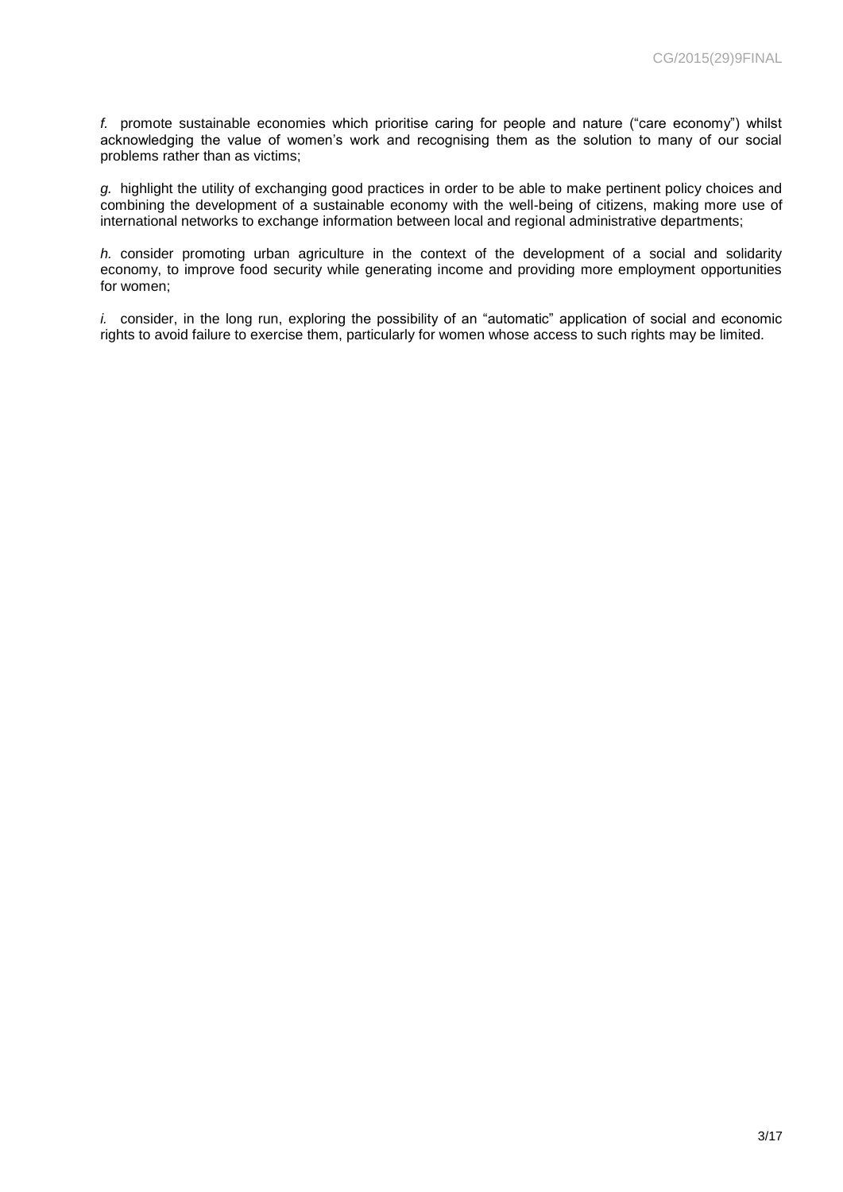*f.* promote sustainable economies which prioritise caring for people and nature ("care economy") whilst acknowledging the value of women's work and recognising them as the solution to many of our social problems rather than as victims;

*g.* highlight the utility of exchanging good practices in order to be able to make pertinent policy choices and combining the development of a sustainable economy with the well-being of citizens, making more use of international networks to exchange information between local and regional administrative departments;

*h.* consider promoting urban agriculture in the context of the development of a social and solidarity economy, to improve food security while generating income and providing more employment opportunities for women;

*i.* consider, in the long run, exploring the possibility of an "automatic" application of social and economic rights to avoid failure to exercise them, particularly for women whose access to such rights may be limited.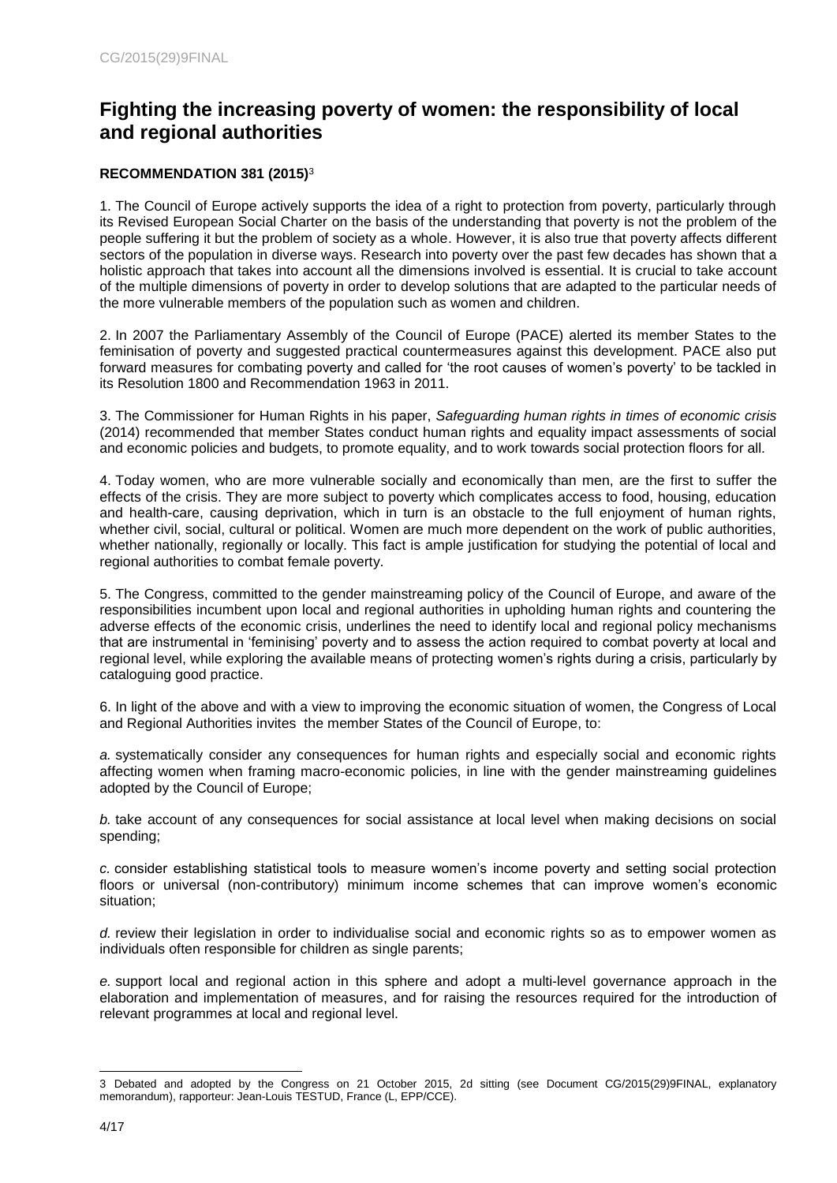# Fighting the increasing poverty of women: the responsibility of local and regional authorities

**RECOMMENDATION 381 (2015)**[3]

1. The Council of Europe actively supports the idea of a right to protection from poverty, particularly through its Revised European Social Charter on the basis of the understanding that poverty is not the problem of the people suffering it but the problem of society as a whole. However, it is also true that poverty affects different sectors of the population in diverse ways. Research into poverty over the past few decades has shown that a holistic approach that takes into account all the dimensions involved is essential. It is crucial to take account of the multiple dimensions of poverty in order to develop solutions that are adapted to the particular needs of the more vulnerable members of the population such as women and children.

2. In 2007 the Parliamentary Assembly of the Council of Europe (PACE) alerted its member States to the feminisation of poverty and suggested practical countermeasures against this development. PACE also put forward measures for combating poverty and called for 'the root causes of women's poverty' to be tackled in its Resolution 1800 and Recommendation 1963 in 2011.

3. The Commissioner for Human Rights in his paper, *Safeguarding human rights in times of economic crisis* (2014) recommended that member States conduct human rights and equality impact assessments of social and economic policies and budgets, to promote equality, and to work towards social protection floors for all.

4. Today women, who are more vulnerable socially and economically than men, are the first to suffer the effects of the crisis. They are more subject to poverty which complicates access to food, housing, education and health-care, causing deprivation, which in turn is an obstacle to the full enjoyment of human rights, whether civil, social, cultural or political. Women are much more dependent on the work of public authorities, whether nationally, regionally or locally. This fact is ample justification for studying the potential of local and regional authorities to combat female poverty.

5. The Congress, committed to the gender mainstreaming policy of the Council of Europe, and aware of the responsibilities incumbent upon local and regional authorities in upholding human rights and countering the adverse effects of the economic crisis, underlines the need to identify local and regional policy mechanisms that are instrumental in 'feminising' poverty and to assess the action required to combat poverty at local and regional level, while exploring the available means of protecting women's rights during a crisis, particularly by cataloguing good practice.

6. In light of the above and with a view to improving the economic situation of women, the Congress of Local and Regional Authorities invites the member States of the Council of Europe, to:

*a.* systematically consider any consequences for human rights and especially social and economic rights affecting women when framing macro-economic policies, in line with the gender mainstreaming guidelines adopted by the Council of Europe;

*b.* take account of any consequences for social assistance at local level when making decisions on social spending;

*c.* consider establishing statistical tools to measure women's income poverty and setting social protection floors or universal (non-contributory) minimum income schemes that can improve women's economic situation;

*d.* review their legislation in order to individualise social and economic rights so as to empower women as individuals often responsible for children as single parents;

*e.* support local and regional action in this sphere and adopt a multi-level governance approach in the elaboration and implementation of measures, and for raising the resources required for the introduction of relevant programmes at local and regional level.

---

3 Debated and adopted by the Congress on 21 October 2015, 2d sitting (see Document CG/2015(29)9FINAL, explanatory memorandum), rapporteur: Jean-Louis TESTUD, France (L, EPP/CCE).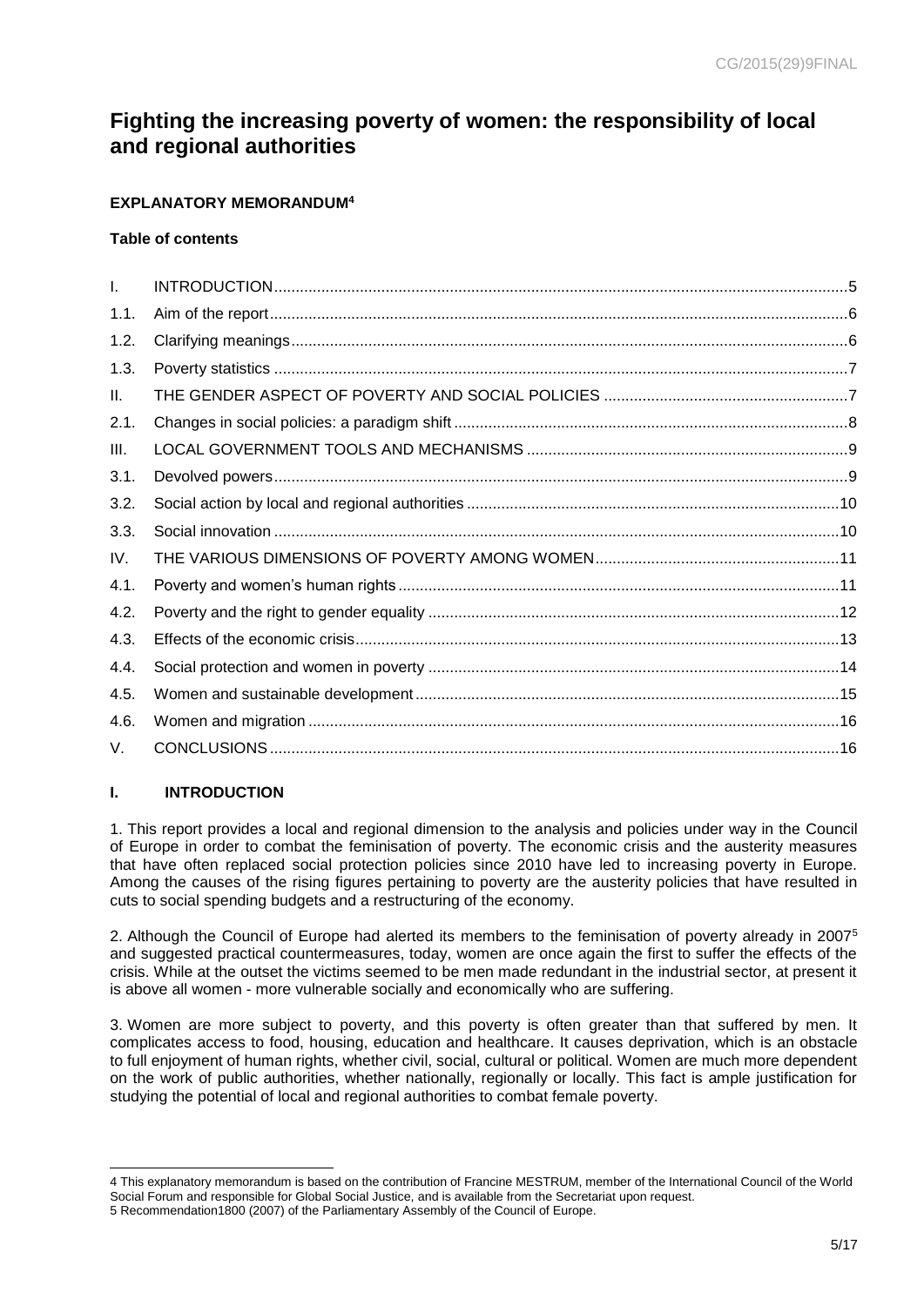# Fighting the increasing poverty of women: the responsibility of local and regional authorities

**EXPLANATORY MEMORANDUM[4]**

**Table of contents**

| | | |
|---|---|---|
| I. | INTRODUCTION | 5 |
| 1.1. | Aim of the report | 6 |
| 1.2. | Clarifying meanings | 6 |
| 1.3. | Poverty statistics | 7 |
| II. | THE GENDER ASPECT OF POVERTY AND SOCIAL POLICIES | 7 |
| 2.1. | Changes in social policies: a paradigm shift | 8 |
| III. | LOCAL GOVERNMENT TOOLS AND MECHANISMS | 9 |
| 3.1. | Devolved powers | 9 |
| 3.2. | Social action by local and regional authorities | 10 |
| 3.3. | Social innovation | 10 |
| IV. | THE VARIOUS DIMENSIONS OF POVERTY AMONG WOMEN | 11 |
| 4.1. | Poverty and women's human rights | 11 |
| 4.2. | Poverty and the right to gender equality | 12 |
| 4.3. | Effects of the economic crisis | 13 |
| 4.4. | Social protection and women in poverty | 14 |
| 4.5. | Women and sustainable development | 15 |
| 4.6. | Women and migration | 16 |
| V. | CONCLUSIONS | 16 |

## I. INTRODUCTION

1. This report provides a local and regional dimension to the analysis and policies under way in the Council of Europe in order to combat the feminisation of poverty. The economic crisis and the austerity measures that have often replaced social protection policies since 2010 have led to increasing poverty in Europe. Among the causes of the rising figures pertaining to poverty are the austerity policies that have resulted in cuts to social spending budgets and a restructuring of the economy.

2. Although the Council of Europe had alerted its members to the feminisation of poverty already in 2007[5] and suggested practical countermeasures, today, women are once again the first to suffer the effects of the crisis. While at the outset the victims seemed to be men made redundant in the industrial sector, at present it is above all women - more vulnerable socially and economically who are suffering.

3. Women are more subject to poverty, and this poverty is often greater than that suffered by men. It complicates access to food, housing, education and healthcare. It causes deprivation, which is an obstacle to full enjoyment of human rights, whether civil, social, cultural or political. Women are much more dependent on the work of public authorities, whether nationally, regionally or locally. This fact is ample justification for studying the potential of local and regional authorities to combat female poverty.

---

4 This explanatory memorandum is based on the contribution of Francine MESTRUM, member of the International Council of the World Social Forum and responsible for Global Social Justice, and is available from the Secretariat upon request.

5 Recommendation1800 (2007) of the Parliamentary Assembly of the Council of Europe.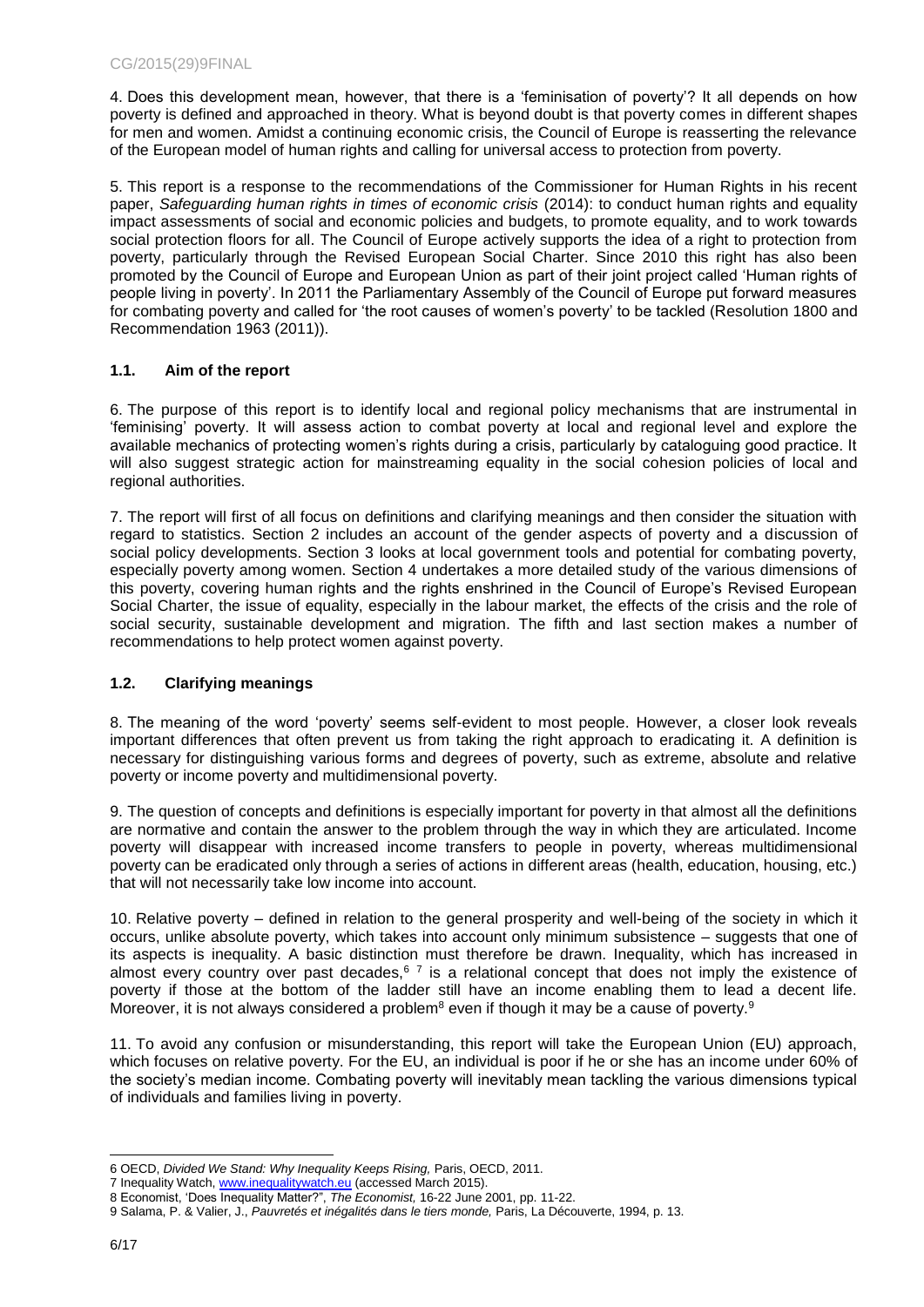4. Does this development mean, however, that there is a 'feminisation of poverty'? It all depends on how poverty is defined and approached in theory. What is beyond doubt is that poverty comes in different shapes for men and women. Amidst a continuing economic crisis, the Council of Europe is reasserting the relevance of the European model of human rights and calling for universal access to protection from poverty.

5. This report is a response to the recommendations of the Commissioner for Human Rights in his recent paper, *Safeguarding human rights in times of economic crisis* (2014): to conduct human rights and equality impact assessments of social and economic policies and budgets, to promote equality, and to work towards social protection floors for all. The Council of Europe actively supports the idea of a right to protection from poverty, particularly through the Revised European Social Charter. Since 2010 this right has also been promoted by the Council of Europe and European Union as part of their joint project called 'Human rights of people living in poverty'. In 2011 the Parliamentary Assembly of the Council of Europe put forward measures for combating poverty and called for 'the root causes of women's poverty' to be tackled (Resolution 1800 and Recommendation 1963 (2011)).

### 1.1. Aim of the report

6. The purpose of this report is to identify local and regional policy mechanisms that are instrumental in 'feminising' poverty. It will assess action to combat poverty at local and regional level and explore the available mechanics of protecting women's rights during a crisis, particularly by cataloguing good practice. It will also suggest strategic action for mainstreaming equality in the social cohesion policies of local and regional authorities.

7. The report will first of all focus on definitions and clarifying meanings and then consider the situation with regard to statistics. Section 2 includes an account of the gender aspects of poverty and a discussion of social policy developments. Section 3 looks at local government tools and potential for combating poverty, especially poverty among women. Section 4 undertakes a more detailed study of the various dimensions of this poverty, covering human rights and the rights enshrined in the Council of Europe's Revised European Social Charter, the issue of equality, especially in the labour market, the effects of the crisis and the role of social security, sustainable development and migration. The fifth and last section makes a number of recommendations to help protect women against poverty.

### 1.2. Clarifying meanings

8. The meaning of the word 'poverty' seems self-evident to most people. However, a closer look reveals important differences that often prevent us from taking the right approach to eradicating it. A definition is necessary for distinguishing various forms and degrees of poverty, such as extreme, absolute and relative poverty or income poverty and multidimensional poverty.

9. The question of concepts and definitions is especially important for poverty in that almost all the definitions are normative and contain the answer to the problem through the way in which they are articulated. Income poverty will disappear with increased income transfers to people in poverty, whereas multidimensional poverty can be eradicated only through a series of actions in different areas (health, education, housing, etc.) that will not necessarily take low income into account.

10. Relative poverty – defined in relation to the general prosperity and well-being of the society in which it occurs, unlike absolute poverty, which takes into account only minimum subsistence – suggests that one of its aspects is inequality. A basic distinction must therefore be drawn. Inequality, which has increased in almost every country over past decades,[6] [7] is a relational concept that does not imply the existence of poverty if those at the bottom of the ladder still have an income enabling them to lead a decent life. Moreover, it is not always considered a problem[8] even if though it may be a cause of poverty.[9]

11. To avoid any confusion or misunderstanding, this report will take the European Union (EU) approach, which focuses on relative poverty. For the EU, an individual is poor if he or she has an income under 60% of the society's median income. Combating poverty will inevitably mean tackling the various dimensions typical of individuals and families living in poverty.

---

6 OECD, *Divided We Stand: Why Inequality Keeps Rising,* Paris, OECD, 2011.

7 Inequality Watch, www.inequalitywatch.eu (accessed March 2015).

8 Economist, 'Does Inequality Matter?", *The Economist,* 16-22 June 2001, pp. 11-22.

9 Salama, P. & Valier, J., *Pauvretés et inégalités dans le tiers monde,* Paris, La Découverte, 1994, p. 13.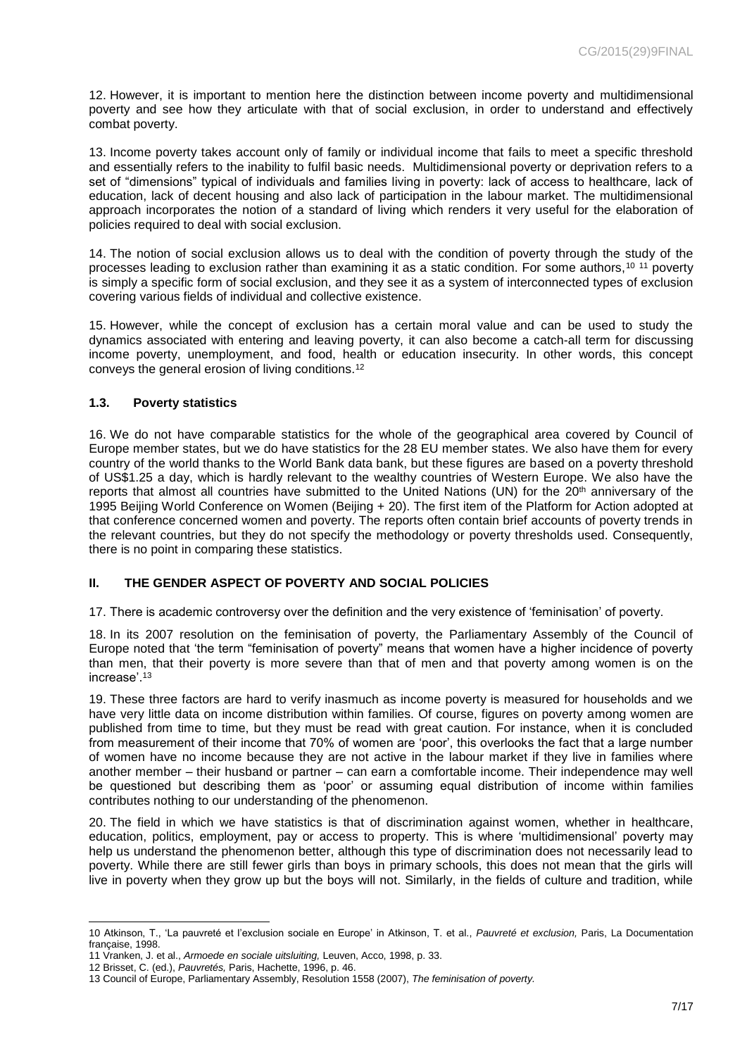12. However, it is important to mention here the distinction between income poverty and multidimensional poverty and see how they articulate with that of social exclusion, in order to understand and effectively combat poverty.

13. Income poverty takes account only of family or individual income that fails to meet a specific threshold and essentially refers to the inability to fulfil basic needs. Multidimensional poverty or deprivation refers to a set of "dimensions" typical of individuals and families living in poverty: lack of access to healthcare, lack of education, lack of decent housing and also lack of participation in the labour market. The multidimensional approach incorporates the notion of a standard of living which renders it very useful for the elaboration of policies required to deal with social exclusion.

14. The notion of social exclusion allows us to deal with the condition of poverty through the study of the processes leading to exclusion rather than examining it as a static condition. For some authors,[10] [11] poverty is simply a specific form of social exclusion, and they see it as a system of interconnected types of exclusion covering various fields of individual and collective existence.

15. However, while the concept of exclusion has a certain moral value and can be used to study the dynamics associated with entering and leaving poverty, it can also become a catch-all term for discussing income poverty, unemployment, and food, health or education insecurity. In other words, this concept conveys the general erosion of living conditions.[12]

### 1.3. Poverty statistics

16. We do not have comparable statistics for the whole of the geographical area covered by Council of Europe member states, but we do have statistics for the 28 EU member states. We also have them for every country of the world thanks to the World Bank data bank, but these figures are based on a poverty threshold of US$1.25 a day, which is hardly relevant to the wealthy countries of Western Europe. We also have the reports that almost all countries have submitted to the United Nations (UN) for the 20th anniversary of the 1995 Beijing World Conference on Women (Beijing + 20). The first item of the Platform for Action adopted at that conference concerned women and poverty. The reports often contain brief accounts of poverty trends in the relevant countries, but they do not specify the methodology or poverty thresholds used. Consequently, there is no point in comparing these statistics.

## II. THE GENDER ASPECT OF POVERTY AND SOCIAL POLICIES

17. There is academic controversy over the definition and the very existence of 'feminisation' of poverty.

18. In its 2007 resolution on the feminisation of poverty, the Parliamentary Assembly of the Council of Europe noted that 'the term "feminisation of poverty" means that women have a higher incidence of poverty than men, that their poverty is more severe than that of men and that poverty among women is on the increase'.[13]

19. These three factors are hard to verify inasmuch as income poverty is measured for households and we have very little data on income distribution within families. Of course, figures on poverty among women are published from time to time, but they must be read with great caution. For instance, when it is concluded from measurement of their income that 70% of women are 'poor', this overlooks the fact that a large number of women have no income because they are not active in the labour market if they live in families where another member – their husband or partner – can earn a comfortable income. Their independence may well be questioned but describing them as 'poor' or assuming equal distribution of income within families contributes nothing to our understanding of the phenomenon.

20. The field in which we have statistics is that of discrimination against women, whether in healthcare, education, politics, employment, pay or access to property. This is where 'multidimensional' poverty may help us understand the phenomenon better, although this type of discrimination does not necessarily lead to poverty. While there are still fewer girls than boys in primary schools, this does not mean that the girls will live in poverty when they grow up but the boys will not. Similarly, in the fields of culture and tradition, while

---

10 Atkinson, T., 'La pauvreté et l'exclusion sociale en Europe' in Atkinson, T. et al., *Pauvreté et exclusion,* Paris, La Documentation française, 1998.

11 Vranken, J. et al., *Armoede en sociale uitsluiting,* Leuven, Acco, 1998, p. 33.

12 Brisset, C. (ed.), *Pauvretés,* Paris, Hachette, 1996, p. 46.

13 Council of Europe, Parliamentary Assembly, Resolution 1558 (2007), *The feminisation of poverty.*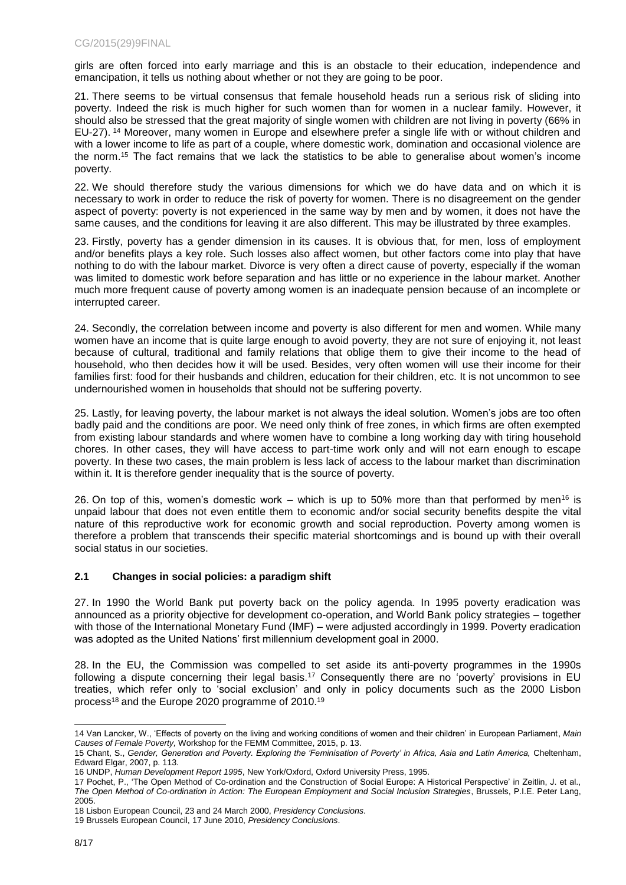girls are often forced into early marriage and this is an obstacle to their education, independence and emancipation, it tells us nothing about whether or not they are going to be poor.

21. There seems to be virtual consensus that female household heads run a serious risk of sliding into poverty. Indeed the risk is much higher for such women than for women in a nuclear family. However, it should also be stressed that the great majority of single women with children are not living in poverty (66% in EU-27). [14] Moreover, many women in Europe and elsewhere prefer a single life with or without children and with a lower income to life as part of a couple, where domestic work, domination and occasional violence are the norm.[15] The fact remains that we lack the statistics to be able to generalise about women's income poverty.

22. We should therefore study the various dimensions for which we do have data and on which it is necessary to work in order to reduce the risk of poverty for women. There is no disagreement on the gender aspect of poverty: poverty is not experienced in the same way by men and by women, it does not have the same causes, and the conditions for leaving it are also different. This may be illustrated by three examples.

23. Firstly, poverty has a gender dimension in its causes. It is obvious that, for men, loss of employment and/or benefits plays a key role. Such losses also affect women, but other factors come into play that have nothing to do with the labour market. Divorce is very often a direct cause of poverty, especially if the woman was limited to domestic work before separation and has little or no experience in the labour market. Another much more frequent cause of poverty among women is an inadequate pension because of an incomplete or interrupted career.

24. Secondly, the correlation between income and poverty is also different for men and women. While many women have an income that is quite large enough to avoid poverty, they are not sure of enjoying it, not least because of cultural, traditional and family relations that oblige them to give their income to the head of household, who then decides how it will be used. Besides, very often women will use their income for their families first: food for their husbands and children, education for their children, etc. It is not uncommon to see undernourished women in households that should not be suffering poverty.

25. Lastly, for leaving poverty, the labour market is not always the ideal solution. Women's jobs are too often badly paid and the conditions are poor. We need only think of free zones, in which firms are often exempted from existing labour standards and where women have to combine a long working day with tiring household chores. In other cases, they will have access to part-time work only and will not earn enough to escape poverty. In these two cases, the main problem is less lack of access to the labour market than discrimination within it. It is therefore gender inequality that is the source of poverty.

26. On top of this, women's domestic work – which is up to 50% more than that performed by men[16] is unpaid labour that does not even entitle them to economic and/or social security benefits despite the vital nature of this reproductive work for economic growth and social reproduction. Poverty among women is therefore a problem that transcends their specific material shortcomings and is bound up with their overall social status in our societies.

## 2.1 Changes in social policies: a paradigm shift

27. In 1990 the World Bank put poverty back on the policy agenda. In 1995 poverty eradication was announced as a priority objective for development co-operation, and World Bank policy strategies – together with those of the International Monetary Fund (IMF) – were adjusted accordingly in 1999. Poverty eradication was adopted as the United Nations' first millennium development goal in 2000.

28. In the EU, the Commission was compelled to set aside its anti-poverty programmes in the 1990s following a dispute concerning their legal basis.[17] Consequently there are no 'poverty' provisions in EU treaties, which refer only to 'social exclusion' and only in policy documents such as the 2000 Lisbon process[18] and the Europe 2020 programme of 2010.[19]

---

14 Van Lancker, W., 'Effects of poverty on the living and working conditions of women and their children' in European Parliament, *Main Causes of Female Poverty,* Workshop for the FEMM Committee, 2015, p. 13.

15 Chant, S., *Gender, Generation and Poverty. Exploring the 'Feminisation of Poverty' in Africa, Asia and Latin America,* Cheltenham, Edward Elgar, 2007, p. 113.

16 UNDP, *Human Development Report 1995*, New York/Oxford, Oxford University Press, 1995.

17 Pochet, P., 'The Open Method of Co-ordination and the Construction of Social Europe: A Historical Perspective' in Zeitlin, J. et al., *The Open Method of Co-ordination in Action: The European Employment and Social Inclusion Strategies*, Brussels, P.I.E. Peter Lang, 2005.

18 Lisbon European Council, 23 and 24 March 2000, *Presidency Conclusions*.

19 Brussels European Council, 17 June 2010, *Presidency Conclusions*.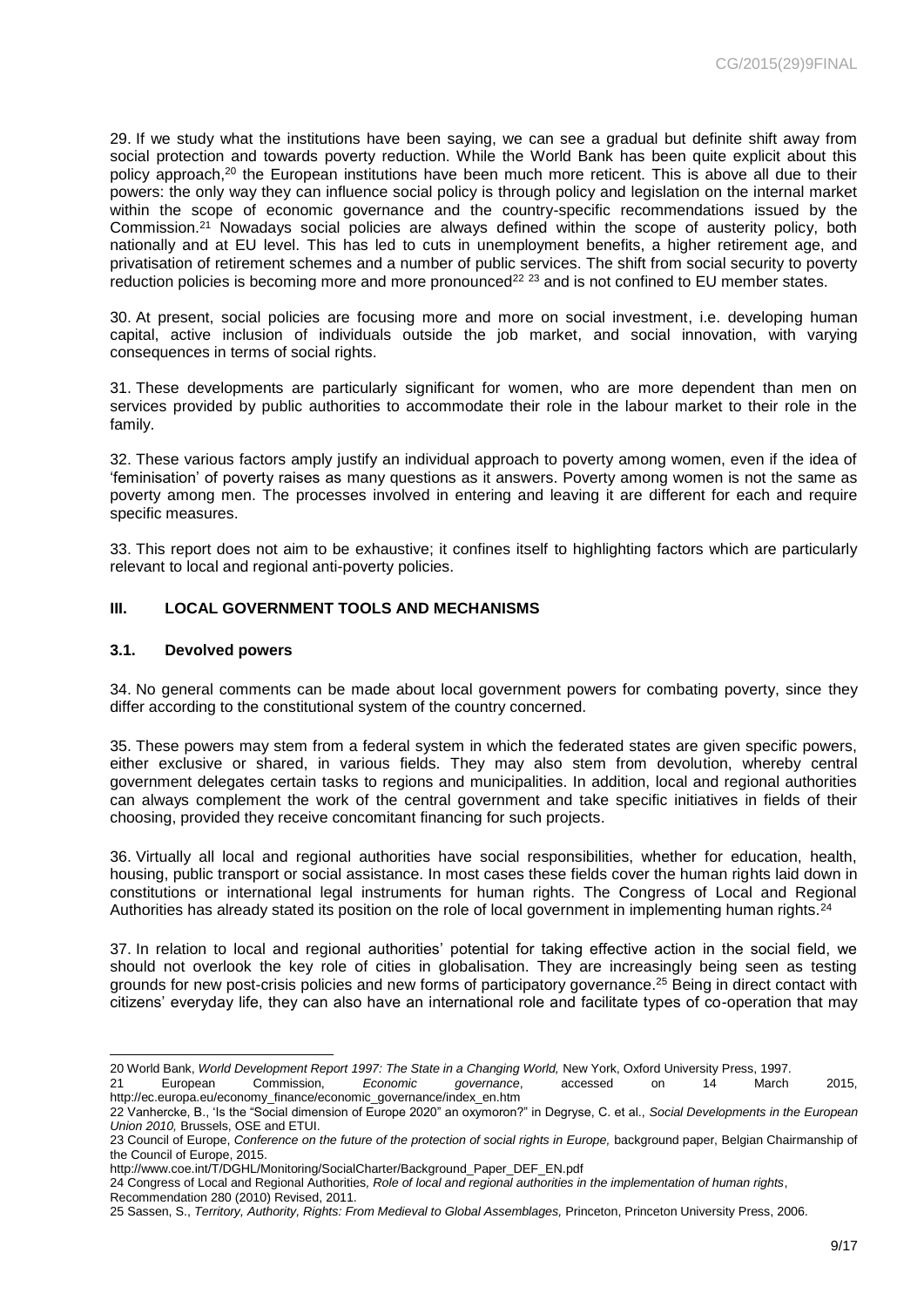29. If we study what the institutions have been saying, we can see a gradual but definite shift away from social protection and towards poverty reduction. While the World Bank has been quite explicit about this policy approach,[20] the European institutions have been much more reticent. This is above all due to their powers: the only way they can influence social policy is through policy and legislation on the internal market within the scope of economic governance and the country-specific recommendations issued by the Commission.[21] Nowadays social policies are always defined within the scope of austerity policy, both nationally and at EU level. This has led to cuts in unemployment benefits, a higher retirement age, and privatisation of retirement schemes and a number of public services. The shift from social security to poverty reduction policies is becoming more and more pronounced[22] [23] and is not confined to EU member states.

30. At present, social policies are focusing more and more on social investment, i.e. developing human capital, active inclusion of individuals outside the job market, and social innovation, with varying consequences in terms of social rights.

31. These developments are particularly significant for women, who are more dependent than men on services provided by public authorities to accommodate their role in the labour market to their role in the family.

32. These various factors amply justify an individual approach to poverty among women, even if the idea of 'feminisation' of poverty raises as many questions as it answers. Poverty among women is not the same as poverty among men. The processes involved in entering and leaving it are different for each and require specific measures.

33. This report does not aim to be exhaustive; it confines itself to highlighting factors which are particularly relevant to local and regional anti-poverty policies.

## III. LOCAL GOVERNMENT TOOLS AND MECHANISMS

### 3.1. Devolved powers

34. No general comments can be made about local government powers for combating poverty, since they differ according to the constitutional system of the country concerned.

35. These powers may stem from a federal system in which the federated states are given specific powers, either exclusive or shared, in various fields. They may also stem from devolution, whereby central government delegates certain tasks to regions and municipalities. In addition, local and regional authorities can always complement the work of the central government and take specific initiatives in fields of their choosing, provided they receive concomitant financing for such projects.

36. Virtually all local and regional authorities have social responsibilities, whether for education, health, housing, public transport or social assistance. In most cases these fields cover the human rights laid down in constitutions or international legal instruments for human rights. The Congress of Local and Regional Authorities has already stated its position on the role of local government in implementing human rights.[24]

37. In relation to local and regional authorities' potential for taking effective action in the social field, we should not overlook the key role of cities in globalisation. They are increasingly being seen as testing grounds for new post-crisis policies and new forms of participatory governance.[25] Being in direct contact with citizens' everyday life, they can also have an international role and facilitate types of co-operation that may

---

20 World Bank, *World Development Report 1997: The State in a Changing World,* New York, Oxford University Press, 1997.

21 European Commission, *Economic governance*, accessed on 14 March 2015, http://ec.europa.eu/economy_finance/economic_governance/index_en.htm

22 Vanhercke, B., 'Is the "Social dimension of Europe 2020" an oxymoron?" in Degryse, C. et al., *Social Developments in the European Union 2010,* Brussels, OSE and ETUI.

23 Council of Europe, *Conference on the future of the protection of social rights in Europe,* background paper, Belgian Chairmanship of the Council of Europe, 2015.
http://www.coe.int/T/DGHL/Monitoring/SocialCharter/Background_Paper_DEF_EN.pdf

24 Congress of Local and Regional Authorities*, Role of local and regional authorities in the implementation of human rights*, Recommendation 280 (2010) Revised, 2011.

25 Sassen, S., *Territory, Authority, Rights: From Medieval to Global Assemblages,* Princeton, Princeton University Press, 2006.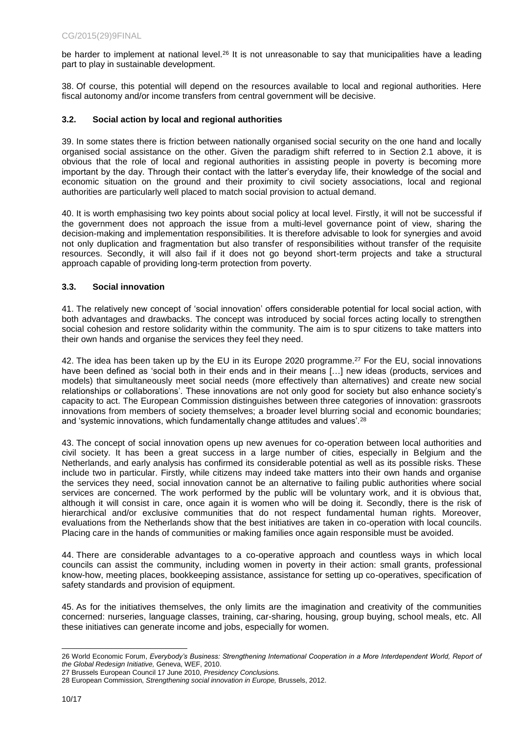be harder to implement at national level.[26] It is not unreasonable to say that municipalities have a leading part to play in sustainable development.

38. Of course, this potential will depend on the resources available to local and regional authorities. Here fiscal autonomy and/or income transfers from central government will be decisive.

### 3.2. Social action by local and regional authorities

39. In some states there is friction between nationally organised social security on the one hand and locally organised social assistance on the other. Given the paradigm shift referred to in Section 2.1 above, it is obvious that the role of local and regional authorities in assisting people in poverty is becoming more important by the day. Through their contact with the latter's everyday life, their knowledge of the social and economic situation on the ground and their proximity to civil society associations, local and regional authorities are particularly well placed to match social provision to actual demand.

40. It is worth emphasising two key points about social policy at local level. Firstly, it will not be successful if the government does not approach the issue from a multi-level governance point of view, sharing the decision-making and implementation responsibilities. It is therefore advisable to look for synergies and avoid not only duplication and fragmentation but also transfer of responsibilities without transfer of the requisite resources. Secondly, it will also fail if it does not go beyond short-term projects and take a structural approach capable of providing long-term protection from poverty.

### 3.3. Social innovation

41. The relatively new concept of 'social innovation' offers considerable potential for local social action, with both advantages and drawbacks. The concept was introduced by social forces acting locally to strengthen social cohesion and restore solidarity within the community. The aim is to spur citizens to take matters into their own hands and organise the services they feel they need.

42. The idea has been taken up by the EU in its Europe 2020 programme.[27] For the EU, social innovations have been defined as 'social both in their ends and in their means […] new ideas (products, services and models) that simultaneously meet social needs (more effectively than alternatives) and create new social relationships or collaborations'. These innovations are not only good for society but also enhance society's capacity to act. The European Commission distinguishes between three categories of innovation: grassroots innovations from members of society themselves; a broader level blurring social and economic boundaries; and 'systemic innovations, which fundamentally change attitudes and values'.[28]

43. The concept of social innovation opens up new avenues for co-operation between local authorities and civil society. It has been a great success in a large number of cities, especially in Belgium and the Netherlands, and early analysis has confirmed its considerable potential as well as its possible risks. These include two in particular. Firstly, while citizens may indeed take matters into their own hands and organise the services they need, social innovation cannot be an alternative to failing public authorities where social services are concerned. The work performed by the public will be voluntary work, and it is obvious that, although it will consist in care, once again it is women who will be doing it. Secondly, there is the risk of hierarchical and/or exclusive communities that do not respect fundamental human rights. Moreover, evaluations from the Netherlands show that the best initiatives are taken in co-operation with local councils. Placing care in the hands of communities or making families once again responsible must be avoided.

44. There are considerable advantages to a co-operative approach and countless ways in which local councils can assist the community, including women in poverty in their action: small grants, professional know-how, meeting places, bookkeeping assistance, assistance for setting up co-operatives, specification of safety standards and provision of equipment.

45. As for the initiatives themselves, the only limits are the imagination and creativity of the communities concerned: nurseries, language classes, training, car-sharing, housing, group buying, school meals, etc. All these initiatives can generate income and jobs, especially for women.

---

26 World Economic Forum, *Everybody's Business: Strengthening International Cooperation in a More Interdependent World, Report of the Global Redesign Initiative,* Geneva, WEF, 2010.

27 Brussels European Council 17 June 2010, *Presidency Conclusions.*

28 European Commission, *Strengthening social innovation in Europe,* Brussels, 2012.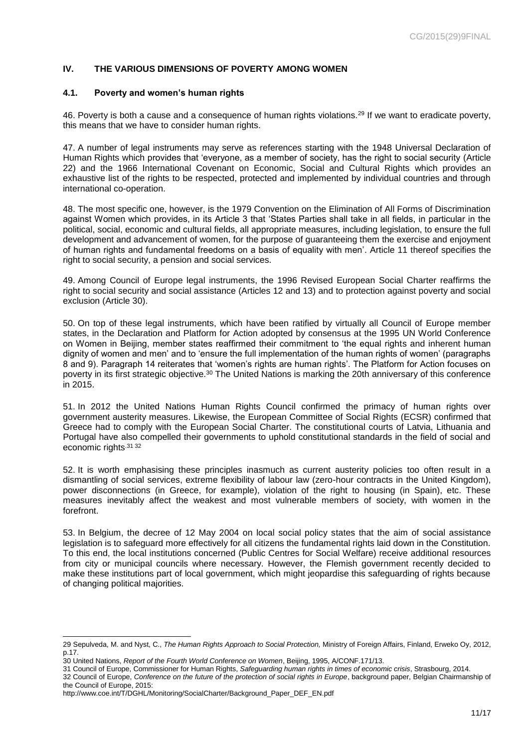## IV. THE VARIOUS DIMENSIONS OF POVERTY AMONG WOMEN

### 4.1. Poverty and women's human rights

46. Poverty is both a cause and a consequence of human rights violations.[29] If we want to eradicate poverty, this means that we have to consider human rights.

47. A number of legal instruments may serve as references starting with the 1948 Universal Declaration of Human Rights which provides that 'everyone, as a member of society, has the right to social security (Article 22) and the 1966 International Covenant on Economic, Social and Cultural Rights which provides an exhaustive list of the rights to be respected, protected and implemented by individual countries and through international co-operation.

48. The most specific one, however, is the 1979 Convention on the Elimination of All Forms of Discrimination against Women which provides, in its Article 3 that 'States Parties shall take in all fields, in particular in the political, social, economic and cultural fields, all appropriate measures, including legislation, to ensure the full development and advancement of women, for the purpose of guaranteeing them the exercise and enjoyment of human rights and fundamental freedoms on a basis of equality with men'. Article 11 thereof specifies the right to social security, a pension and social services.

49. Among Council of Europe legal instruments, the 1996 Revised European Social Charter reaffirms the right to social security and social assistance (Articles 12 and 13) and to protection against poverty and social exclusion (Article 30).

50. On top of these legal instruments, which have been ratified by virtually all Council of Europe member states, in the Declaration and Platform for Action adopted by consensus at the 1995 UN World Conference on Women in Beijing, member states reaffirmed their commitment to 'the equal rights and inherent human dignity of women and men' and to 'ensure the full implementation of the human rights of women' (paragraphs 8 and 9). Paragraph 14 reiterates that 'women's rights are human rights'. The Platform for Action focuses on poverty in its first strategic objective.[30] The United Nations is marking the 20th anniversary of this conference in 2015.

51. In 2012 the United Nations Human Rights Council confirmed the primacy of human rights over government austerity measures. Likewise, the European Committee of Social Rights (ECSR) confirmed that Greece had to comply with the European Social Charter. The constitutional courts of Latvia, Lithuania and Portugal have also compelled their governments to uphold constitutional standards in the field of social and economic rights.[31] [32]

52. It is worth emphasising these principles inasmuch as current austerity policies too often result in a dismantling of social services, extreme flexibility of labour law (zero-hour contracts in the United Kingdom), power disconnections (in Greece, for example), violation of the right to housing (in Spain), etc. These measures inevitably affect the weakest and most vulnerable members of society, with women in the forefront.

53. In Belgium, the decree of 12 May 2004 on local social policy states that the aim of social assistance legislation is to safeguard more effectively for all citizens the fundamental rights laid down in the Constitution. To this end, the local institutions concerned (Public Centres for Social Welfare) receive additional resources from city or municipal councils where necessary. However, the Flemish government recently decided to make these institutions part of local government, which might jeopardise this safeguarding of rights because of changing political majorities.

---

29 Sepulveda, M. and Nyst, C., *The Human Rights Approach to Social Protection,* Ministry of Foreign Affairs, Finland, Erweko Oy, 2012, p.17.

30 United Nations, *Report of the Fourth World Conference on Women*, Beijing, 1995, A/CONF.171/13.

31 Council of Europe, Commissioner for Human Rights, *Safeguarding human rights in times of economic crisis*, Strasbourg, 2014.

32 Council of Europe, *Conference on the future of the protection of social rights in Europe*, background paper, Belgian Chairmanship of the Council of Europe, 2015:
http://www.coe.int/T/DGHL/Monitoring/SocialCharter/Background_Paper_DEF_EN.pdf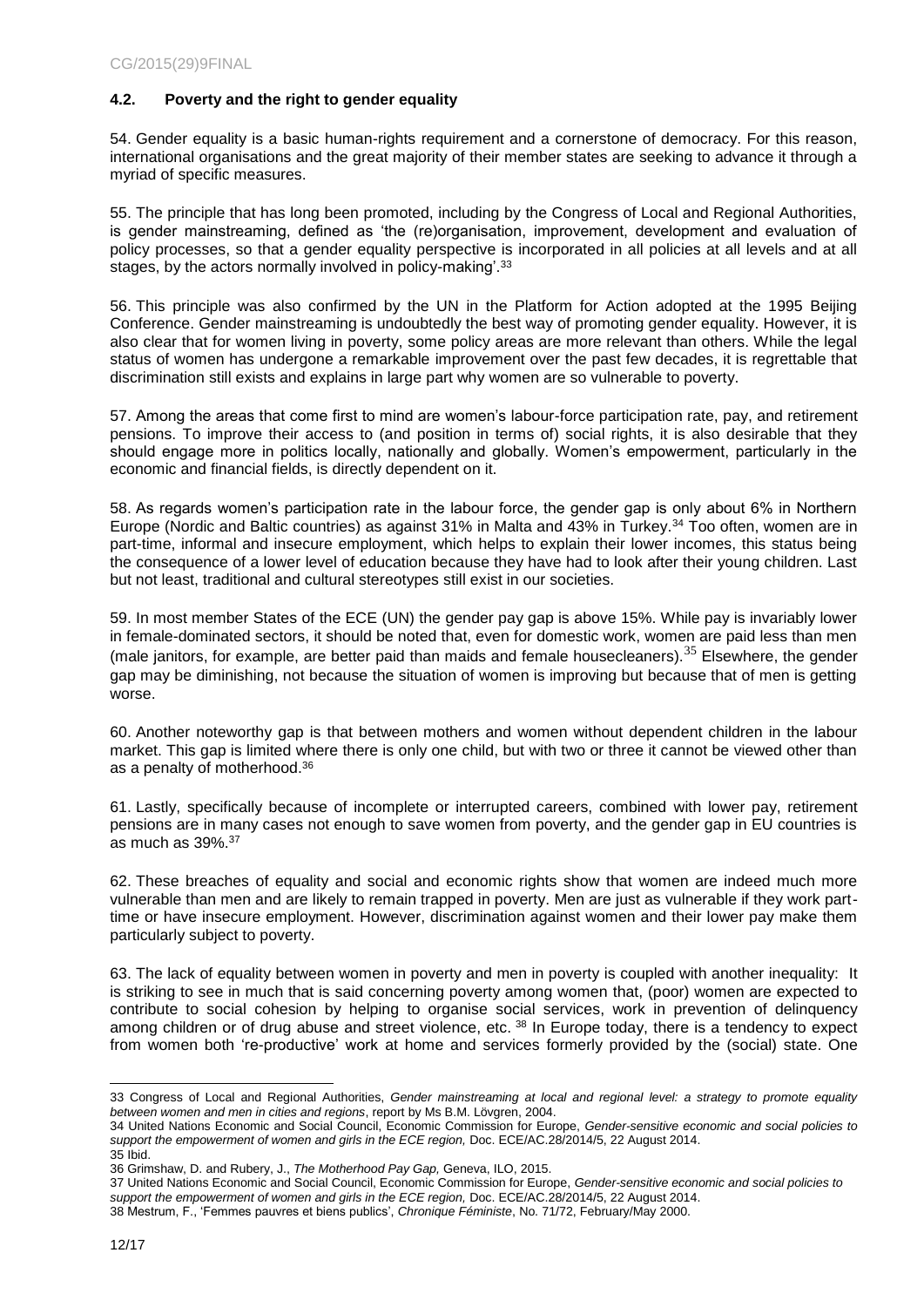### 4.2. Poverty and the right to gender equality

54. Gender equality is a basic human-rights requirement and a cornerstone of democracy. For this reason, international organisations and the great majority of their member states are seeking to advance it through a myriad of specific measures.

55. The principle that has long been promoted, including by the Congress of Local and Regional Authorities, is gender mainstreaming, defined as 'the (re)organisation, improvement, development and evaluation of policy processes, so that a gender equality perspective is incorporated in all policies at all levels and at all stages, by the actors normally involved in policy-making'.[33]

56. This principle was also confirmed by the UN in the Platform for Action adopted at the 1995 Beijing Conference. Gender mainstreaming is undoubtedly the best way of promoting gender equality. However, it is also clear that for women living in poverty, some policy areas are more relevant than others. While the legal status of women has undergone a remarkable improvement over the past few decades, it is regrettable that discrimination still exists and explains in large part why women are so vulnerable to poverty.

57. Among the areas that come first to mind are women's labour-force participation rate, pay, and retirement pensions. To improve their access to (and position in terms of) social rights, it is also desirable that they should engage more in politics locally, nationally and globally. Women's empowerment, particularly in the economic and financial fields, is directly dependent on it.

58. As regards women's participation rate in the labour force, the gender gap is only about 6% in Northern Europe (Nordic and Baltic countries) as against 31% in Malta and 43% in Turkey.[34] Too often, women are in part-time, informal and insecure employment, which helps to explain their lower incomes, this status being the consequence of a lower level of education because they have had to look after their young children. Last but not least, traditional and cultural stereotypes still exist in our societies.

59. In most member States of the ECE (UN) the gender pay gap is above 15%. While pay is invariably lower in female-dominated sectors, it should be noted that, even for domestic work, women are paid less than men (male janitors, for example, are better paid than maids and female housecleaners).[35] Elsewhere, the gender gap may be diminishing, not because the situation of women is improving but because that of men is getting worse.

60. Another noteworthy gap is that between mothers and women without dependent children in the labour market. This gap is limited where there is only one child, but with two or three it cannot be viewed other than as a penalty of motherhood.[36]

61. Lastly, specifically because of incomplete or interrupted careers, combined with lower pay, retirement pensions are in many cases not enough to save women from poverty, and the gender gap in EU countries is as much as 39%.[37]

62. These breaches of equality and social and economic rights show that women are indeed much more vulnerable than men and are likely to remain trapped in poverty. Men are just as vulnerable if they work part-time or have insecure employment. However, discrimination against women and their lower pay make them particularly subject to poverty.

63. The lack of equality between women in poverty and men in poverty is coupled with another inequality: It is striking to see in much that is said concerning poverty among women that, (poor) women are expected to contribute to social cohesion by helping to organise social services, work in prevention of delinquency among children or of drug abuse and street violence, etc. [38] In Europe today, there is a tendency to expect from women both 're-productive' work at home and services formerly provided by the (social) state. One

---

33 Congress of Local and Regional Authorities, *Gender mainstreaming at local and regional level: a strategy to promote equality between women and men in cities and regions*, report by Ms B.M. Lövgren, 2004.

34 United Nations Economic and Social Council, Economic Commission for Europe, *Gender-sensitive economic and social policies to support the empowerment of women and girls in the ECE region,* Doc. ECE/AC.28/2014/5, 22 August 2014.

35 Ibid.

36 Grimshaw, D. and Rubery, J., *The Motherhood Pay Gap,* Geneva, ILO, 2015.

37 United Nations Economic and Social Council, Economic Commission for Europe, *Gender-sensitive economic and social policies to support the empowerment of women and girls in the ECE region,* Doc. ECE/AC.28/2014/5, 22 August 2014.

38 Mestrum, F., 'Femmes pauvres et biens publics', *Chronique Féministe*, No. 71/72, February/May 2000.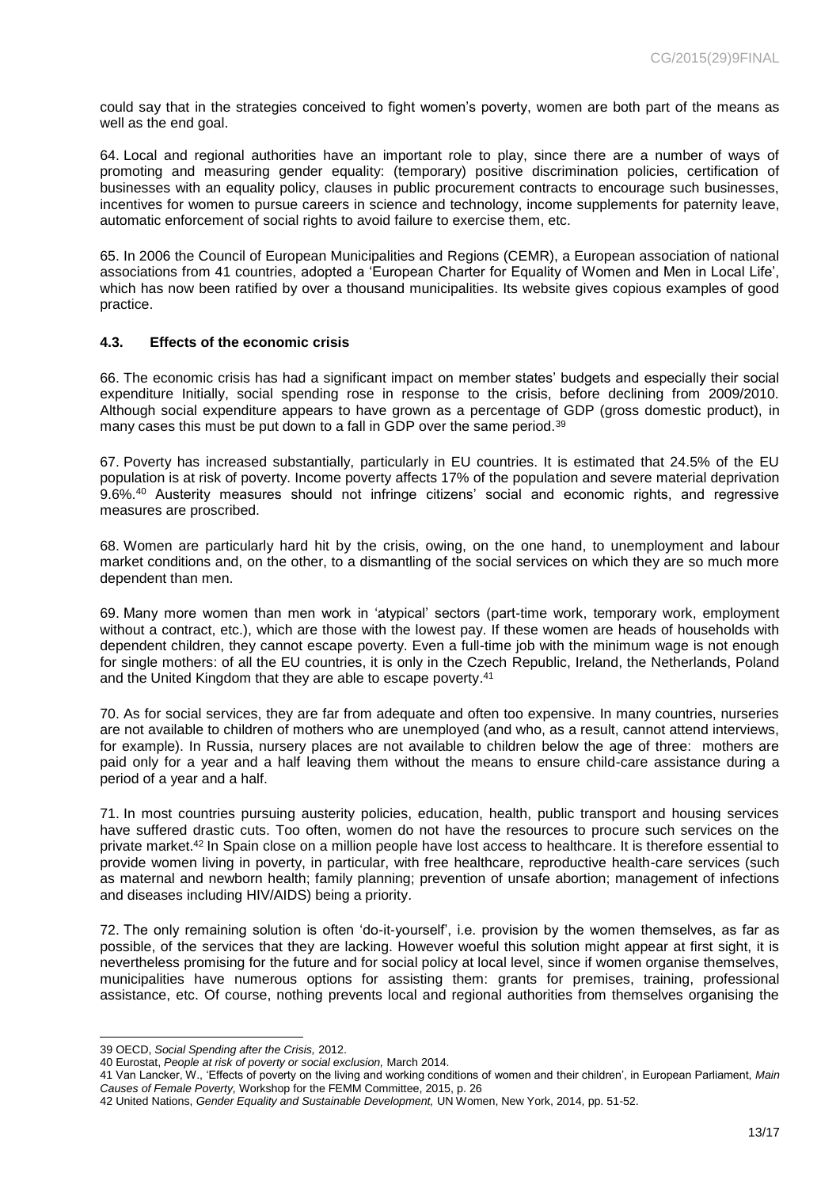could say that in the strategies conceived to fight women's poverty, women are both part of the means as well as the end goal.

64. Local and regional authorities have an important role to play, since there are a number of ways of promoting and measuring gender equality: (temporary) positive discrimination policies, certification of businesses with an equality policy, clauses in public procurement contracts to encourage such businesses, incentives for women to pursue careers in science and technology, income supplements for paternity leave, automatic enforcement of social rights to avoid failure to exercise them, etc.

65. In 2006 the Council of European Municipalities and Regions (CEMR), a European association of national associations from 41 countries, adopted a 'European Charter for Equality of Women and Men in Local Life', which has now been ratified by over a thousand municipalities. Its website gives copious examples of good practice.

### 4.3. Effects of the economic crisis

66. The economic crisis has had a significant impact on member states' budgets and especially their social expenditure Initially, social spending rose in response to the crisis, before declining from 2009/2010. Although social expenditure appears to have grown as a percentage of GDP (gross domestic product), in many cases this must be put down to a fall in GDP over the same period.[39]

67. Poverty has increased substantially, particularly in EU countries. It is estimated that 24.5% of the EU population is at risk of poverty. Income poverty affects 17% of the population and severe material deprivation 9.6%.[40] Austerity measures should not infringe citizens' social and economic rights, and regressive measures are proscribed.

68. Women are particularly hard hit by the crisis, owing, on the one hand, to unemployment and labour market conditions and, on the other, to a dismantling of the social services on which they are so much more dependent than men.

69. Many more women than men work in 'atypical' sectors (part-time work, temporary work, employment without a contract, etc.), which are those with the lowest pay. If these women are heads of households with dependent children, they cannot escape poverty. Even a full-time job with the minimum wage is not enough for single mothers: of all the EU countries, it is only in the Czech Republic, Ireland, the Netherlands, Poland and the United Kingdom that they are able to escape poverty.[41]

70. As for social services, they are far from adequate and often too expensive. In many countries, nurseries are not available to children of mothers who are unemployed (and who, as a result, cannot attend interviews, for example). In Russia, nursery places are not available to children below the age of three: mothers are paid only for a year and a half leaving them without the means to ensure child-care assistance during a period of a year and a half.

71. In most countries pursuing austerity policies, education, health, public transport and housing services have suffered drastic cuts. Too often, women do not have the resources to procure such services on the private market.[42] In Spain close on a million people have lost access to healthcare. It is therefore essential to provide women living in poverty, in particular, with free healthcare, reproductive health-care services (such as maternal and newborn health; family planning; prevention of unsafe abortion; management of infections and diseases including HIV/AIDS) being a priority.

72. The only remaining solution is often 'do-it-yourself', i.e. provision by the women themselves, as far as possible, of the services that they are lacking. However woeful this solution might appear at first sight, it is nevertheless promising for the future and for social policy at local level, since if women organise themselves, municipalities have numerous options for assisting them: grants for premises, training, professional assistance, etc. Of course, nothing prevents local and regional authorities from themselves organising the

---

39 OECD, *Social Spending after the Crisis,* 2012.

40 Eurostat, *People at risk of poverty or social exclusion,* March 2014.

41 Van Lancker, W., 'Effects of poverty on the living and working conditions of women and their children', in European Parliament, *Main Causes of Female Poverty,* Workshop for the FEMM Committee, 2015, p. 26

42 United Nations, *Gender Equality and Sustainable Development,* UN Women, New York, 2014, pp. 51-52.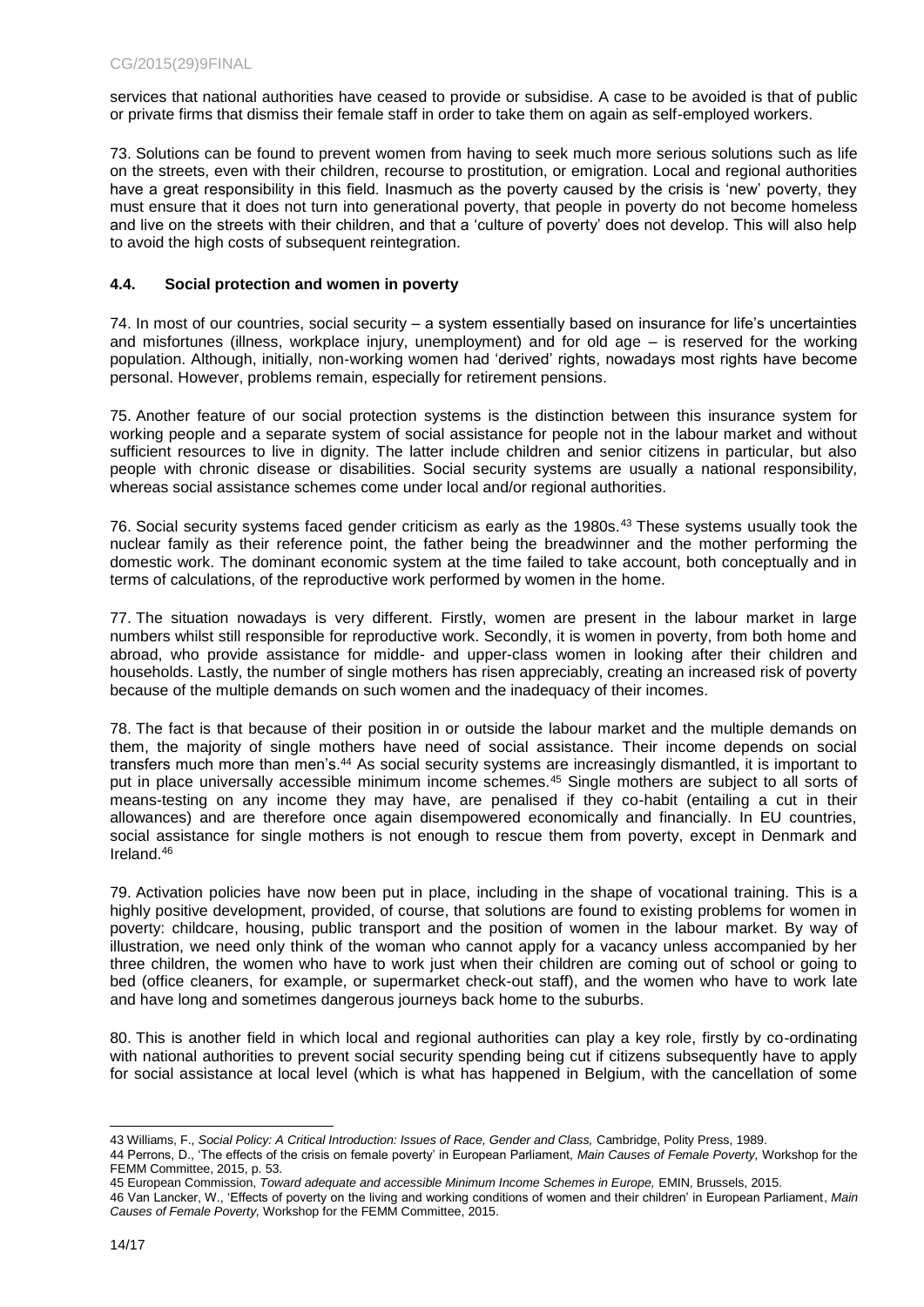services that national authorities have ceased to provide or subsidise. A case to be avoided is that of public or private firms that dismiss their female staff in order to take them on again as self-employed workers.

73. Solutions can be found to prevent women from having to seek much more serious solutions such as life on the streets, even with their children, recourse to prostitution, or emigration. Local and regional authorities have a great responsibility in this field. Inasmuch as the poverty caused by the crisis is 'new' poverty, they must ensure that it does not turn into generational poverty, that people in poverty do not become homeless and live on the streets with their children, and that a 'culture of poverty' does not develop. This will also help to avoid the high costs of subsequent reintegration.

### 4.4. Social protection and women in poverty

74. In most of our countries, social security – a system essentially based on insurance for life's uncertainties and misfortunes (illness, workplace injury, unemployment) and for old age – is reserved for the working population. Although, initially, non-working women had 'derived' rights, nowadays most rights have become personal. However, problems remain, especially for retirement pensions.

75. Another feature of our social protection systems is the distinction between this insurance system for working people and a separate system of social assistance for people not in the labour market and without sufficient resources to live in dignity. The latter include children and senior citizens in particular, but also people with chronic disease or disabilities. Social security systems are usually a national responsibility, whereas social assistance schemes come under local and/or regional authorities.

76. Social security systems faced gender criticism as early as the 1980s.[43] These systems usually took the nuclear family as their reference point, the father being the breadwinner and the mother performing the domestic work. The dominant economic system at the time failed to take account, both conceptually and in terms of calculations, of the reproductive work performed by women in the home.

77. The situation nowadays is very different. Firstly, women are present in the labour market in large numbers whilst still responsible for reproductive work. Secondly, it is women in poverty, from both home and abroad, who provide assistance for middle- and upper-class women in looking after their children and households. Lastly, the number of single mothers has risen appreciably, creating an increased risk of poverty because of the multiple demands on such women and the inadequacy of their incomes.

78. The fact is that because of their position in or outside the labour market and the multiple demands on them, the majority of single mothers have need of social assistance. Their income depends on social transfers much more than men's.[44] As social security systems are increasingly dismantled, it is important to put in place universally accessible minimum income schemes.[45] Single mothers are subject to all sorts of means-testing on any income they may have, are penalised if they co-habit (entailing a cut in their allowances) and are therefore once again disempowered economically and financially. In EU countries, social assistance for single mothers is not enough to rescue them from poverty, except in Denmark and Ireland.[46]

79. Activation policies have now been put in place, including in the shape of vocational training. This is a highly positive development, provided, of course, that solutions are found to existing problems for women in poverty: childcare, housing, public transport and the position of women in the labour market. By way of illustration, we need only think of the woman who cannot apply for a vacancy unless accompanied by her three children, the women who have to work just when their children are coming out of school or going to bed (office cleaners, for example, or supermarket check-out staff), and the women who have to work late and have long and sometimes dangerous journeys back home to the suburbs.

80. This is another field in which local and regional authorities can play a key role, firstly by co-ordinating with national authorities to prevent social security spending being cut if citizens subsequently have to apply for social assistance at local level (which is what has happened in Belgium, with the cancellation of some

---

43 Williams, F., *Social Policy: A Critical Introduction: Issues of Race, Gender and Class,* Cambridge, Polity Press, 1989.

44 Perrons, D., 'The effects of the crisis on female poverty' in European Parliament, *Main Causes of Female Poverty,* Workshop for the FEMM Committee, 2015, p. 53.

45 European Commission, *Toward adequate and accessible Minimum Income Schemes in Europe,* EMIN, Brussels, 2015.

46 Van Lancker, W., 'Effects of poverty on the living and working conditions of women and their children' in European Parliament, *Main Causes of Female Poverty,* Workshop for the FEMM Committee, 2015.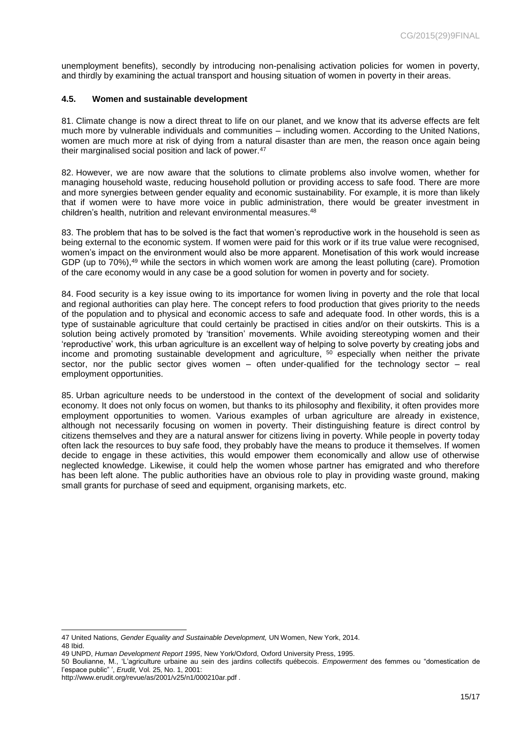unemployment benefits), secondly by introducing non-penalising activation policies for women in poverty, and thirdly by examining the actual transport and housing situation of women in poverty in their areas.

### 4.5. Women and sustainable development

81. Climate change is now a direct threat to life on our planet, and we know that its adverse effects are felt much more by vulnerable individuals and communities – including women. According to the United Nations, women are much more at risk of dying from a natural disaster than are men, the reason once again being their marginalised social position and lack of power.[47]

82. However, we are now aware that the solutions to climate problems also involve women, whether for managing household waste, reducing household pollution or providing access to safe food. There are more and more synergies between gender equality and economic sustainability. For example, it is more than likely that if women were to have more voice in public administration, there would be greater investment in children's health, nutrition and relevant environmental measures.[48]

83. The problem that has to be solved is the fact that women's reproductive work in the household is seen as being external to the economic system. If women were paid for this work or if its true value were recognised, women's impact on the environment would also be more apparent. Monetisation of this work would increase GDP (up to 70%),[49] while the sectors in which women work are among the least polluting (care). Promotion of the care economy would in any case be a good solution for women in poverty and for society.

84. Food security is a key issue owing to its importance for women living in poverty and the role that local and regional authorities can play here. The concept refers to food production that gives priority to the needs of the population and to physical and economic access to safe and adequate food. In other words, this is a type of sustainable agriculture that could certainly be practised in cities and/or on their outskirts. This is a solution being actively promoted by 'transition' movements. While avoiding stereotyping women and their 'reproductive' work, this urban agriculture is an excellent way of helping to solve poverty by creating jobs and income and promoting sustainable development and agriculture, [50] especially when neither the private sector, nor the public sector gives women – often under-qualified for the technology sector – real employment opportunities.

85. Urban agriculture needs to be understood in the context of the development of social and solidarity economy. It does not only focus on women, but thanks to its philosophy and flexibility, it often provides more employment opportunities to women. Various examples of urban agriculture are already in existence, although not necessarily focusing on women in poverty. Their distinguishing feature is direct control by citizens themselves and they are a natural answer for citizens living in poverty. While people in poverty today often lack the resources to buy safe food, they probably have the means to produce it themselves. If women decide to engage in these activities, this would empower them economically and allow use of otherwise neglected knowledge. Likewise, it could help the women whose partner has emigrated and who therefore has been left alone. The public authorities have an obvious role to play in providing waste ground, making small grants for purchase of seed and equipment, organising markets, etc.

---

47 United Nations, *Gender Equality and Sustainable Development,* UN Women, New York, 2014.

48 Ibid.

49 UNPD, *Human Development Report 1995*, New York/Oxford, Oxford University Press, 1995.

50 Boulianne, M., 'L'agriculture urbaine au sein des jardins collectifs québécois. *Empowerment* des femmes ou "domestication de l'espace public" ', *Erudit,* Vol. 25, No. 1, 2001:
http://www.erudit.org/revue/as/2001/v25/n1/000210ar.pdf .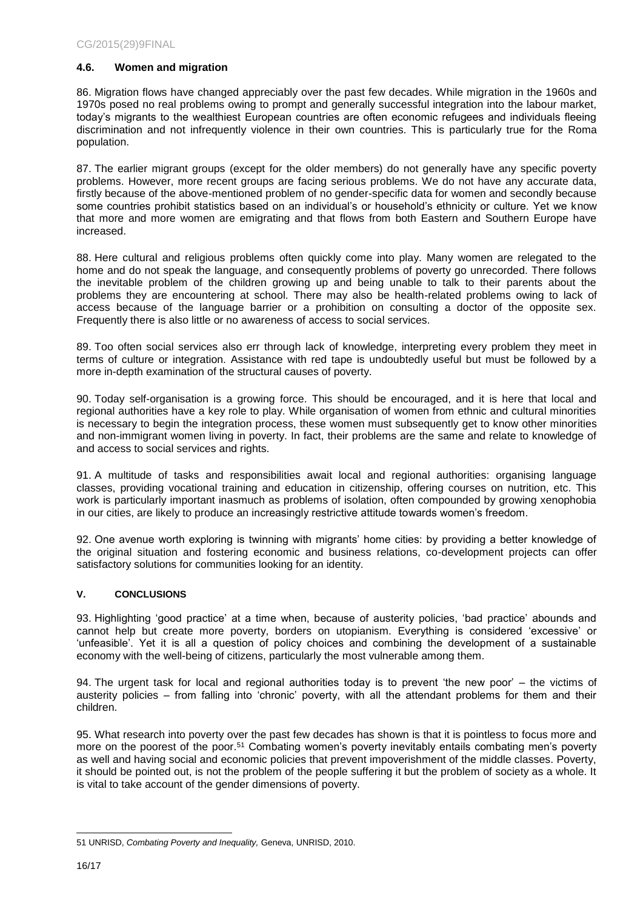### 4.6. Women and migration

86. Migration flows have changed appreciably over the past few decades. While migration in the 1960s and 1970s posed no real problems owing to prompt and generally successful integration into the labour market, today's migrants to the wealthiest European countries are often economic refugees and individuals fleeing discrimination and not infrequently violence in their own countries. This is particularly true for the Roma population.

87. The earlier migrant groups (except for the older members) do not generally have any specific poverty problems. However, more recent groups are facing serious problems. We do not have any accurate data, firstly because of the above-mentioned problem of no gender-specific data for women and secondly because some countries prohibit statistics based on an individual's or household's ethnicity or culture. Yet we know that more and more women are emigrating and that flows from both Eastern and Southern Europe have increased.

88. Here cultural and religious problems often quickly come into play. Many women are relegated to the home and do not speak the language, and consequently problems of poverty go unrecorded. There follows the inevitable problem of the children growing up and being unable to talk to their parents about the problems they are encountering at school. There may also be health-related problems owing to lack of access because of the language barrier or a prohibition on consulting a doctor of the opposite sex. Frequently there is also little or no awareness of access to social services.

89. Too often social services also err through lack of knowledge, interpreting every problem they meet in terms of culture or integration. Assistance with red tape is undoubtedly useful but must be followed by a more in-depth examination of the structural causes of poverty.

90. Today self-organisation is a growing force. This should be encouraged, and it is here that local and regional authorities have a key role to play. While organisation of women from ethnic and cultural minorities is necessary to begin the integration process, these women must subsequently get to know other minorities and non-immigrant women living in poverty. In fact, their problems are the same and relate to knowledge of and access to social services and rights.

91. A multitude of tasks and responsibilities await local and regional authorities: organising language classes, providing vocational training and education in citizenship, offering courses on nutrition, etc. This work is particularly important inasmuch as problems of isolation, often compounded by growing xenophobia in our cities, are likely to produce an increasingly restrictive attitude towards women's freedom.

92. One avenue worth exploring is twinning with migrants' home cities: by providing a better knowledge of the original situation and fostering economic and business relations, co-development projects can offer satisfactory solutions for communities looking for an identity.

## V. CONCLUSIONS

93. Highlighting 'good practice' at a time when, because of austerity policies, 'bad practice' abounds and cannot help but create more poverty, borders on utopianism. Everything is considered 'excessive' or 'unfeasible'. Yet it is all a question of policy choices and combining the development of a sustainable economy with the well-being of citizens, particularly the most vulnerable among them.

94. The urgent task for local and regional authorities today is to prevent 'the new poor' – the victims of austerity policies – from falling into 'chronic' poverty, with all the attendant problems for them and their children.

95. What research into poverty over the past few decades has shown is that it is pointless to focus more and more on the poorest of the poor.[51] Combating women's poverty inevitably entails combating men's poverty as well and having social and economic policies that prevent impoverishment of the middle classes. Poverty, it should be pointed out, is not the problem of the people suffering it but the problem of society as a whole. It is vital to take account of the gender dimensions of poverty.

---

51 UNRISD, *Combating Poverty and Inequality,* Geneva, UNRISD, 2010.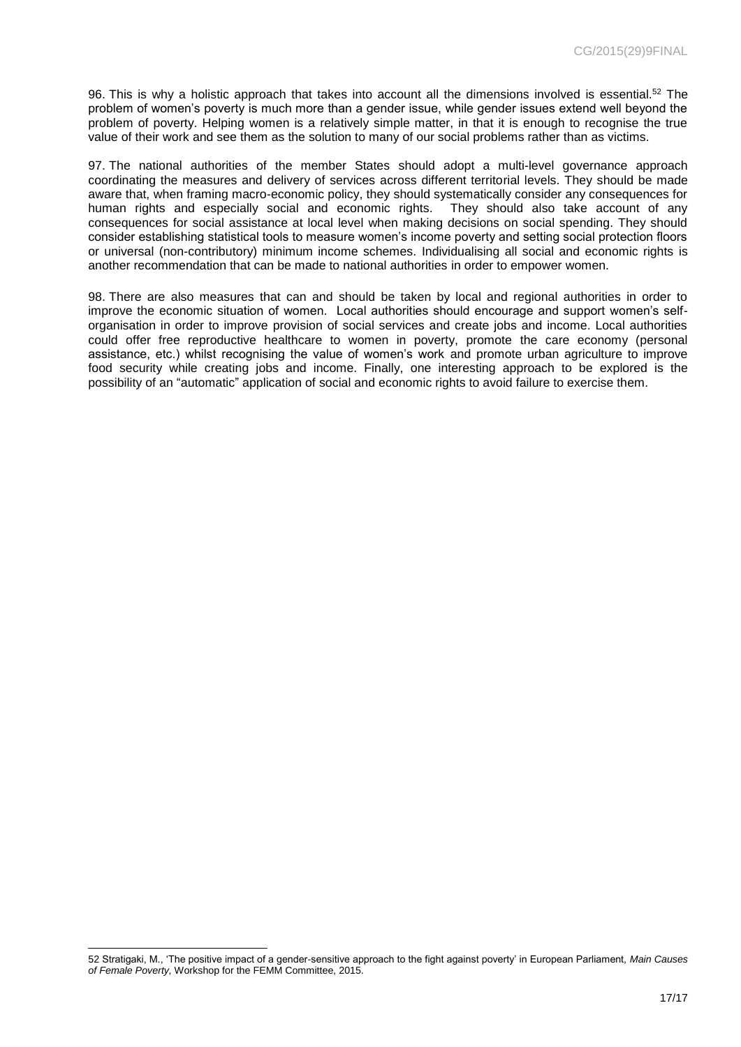96. This is why a holistic approach that takes into account all the dimensions involved is essential.[52] The problem of women's poverty is much more than a gender issue, while gender issues extend well beyond the problem of poverty. Helping women is a relatively simple matter, in that it is enough to recognise the true value of their work and see them as the solution to many of our social problems rather than as victims.

97. The national authorities of the member States should adopt a multi-level governance approach coordinating the measures and delivery of services across different territorial levels. They should be made aware that, when framing macro-economic policy, they should systematically consider any consequences for human rights and especially social and economic rights. They should also take account of any consequences for social assistance at local level when making decisions on social spending. They should consider establishing statistical tools to measure women's income poverty and setting social protection floors or universal (non-contributory) minimum income schemes. Individualising all social and economic rights is another recommendation that can be made to national authorities in order to empower women.

98. There are also measures that can and should be taken by local and regional authorities in order to improve the economic situation of women. Local authorities should encourage and support women's self-organisation in order to improve provision of social services and create jobs and income. Local authorities could offer free reproductive healthcare to women in poverty, promote the care economy (personal assistance, etc.) whilst recognising the value of women's work and promote urban agriculture to improve food security while creating jobs and income. Finally, one interesting approach to be explored is the possibility of an "automatic" application of social and economic rights to avoid failure to exercise them.

---

52 Stratigaki, M., 'The positive impact of a gender-sensitive approach to the fight against poverty' in European Parliament, *Main Causes of Female Poverty*, Workshop for the FEMM Committee, 2015.